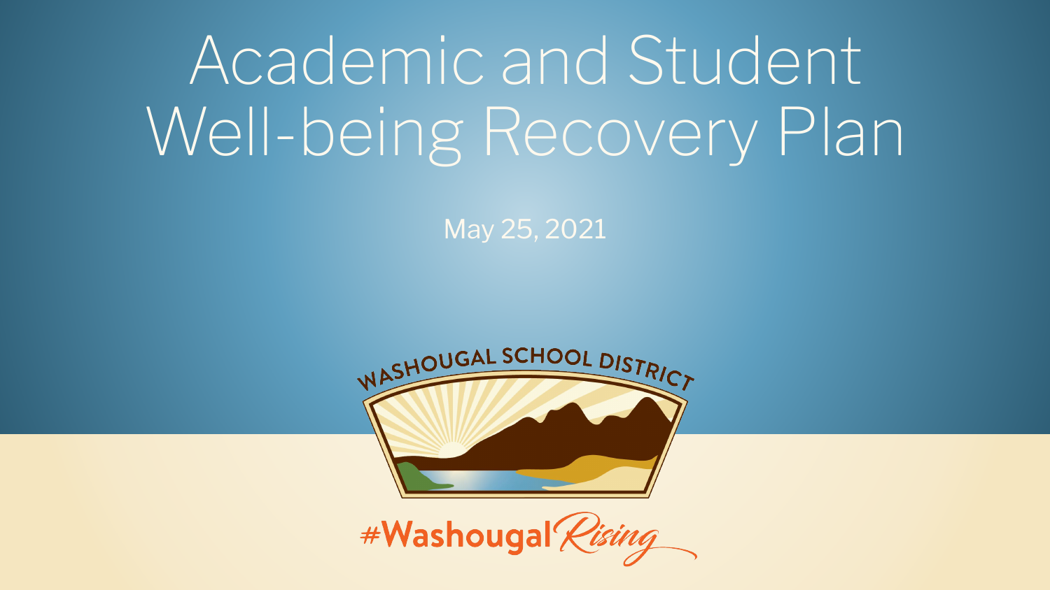# Academic and Student Well-being Recovery Plan

May 25, 2021

WASHOUGAL SCHOOL DISTRICT

#WashougalRising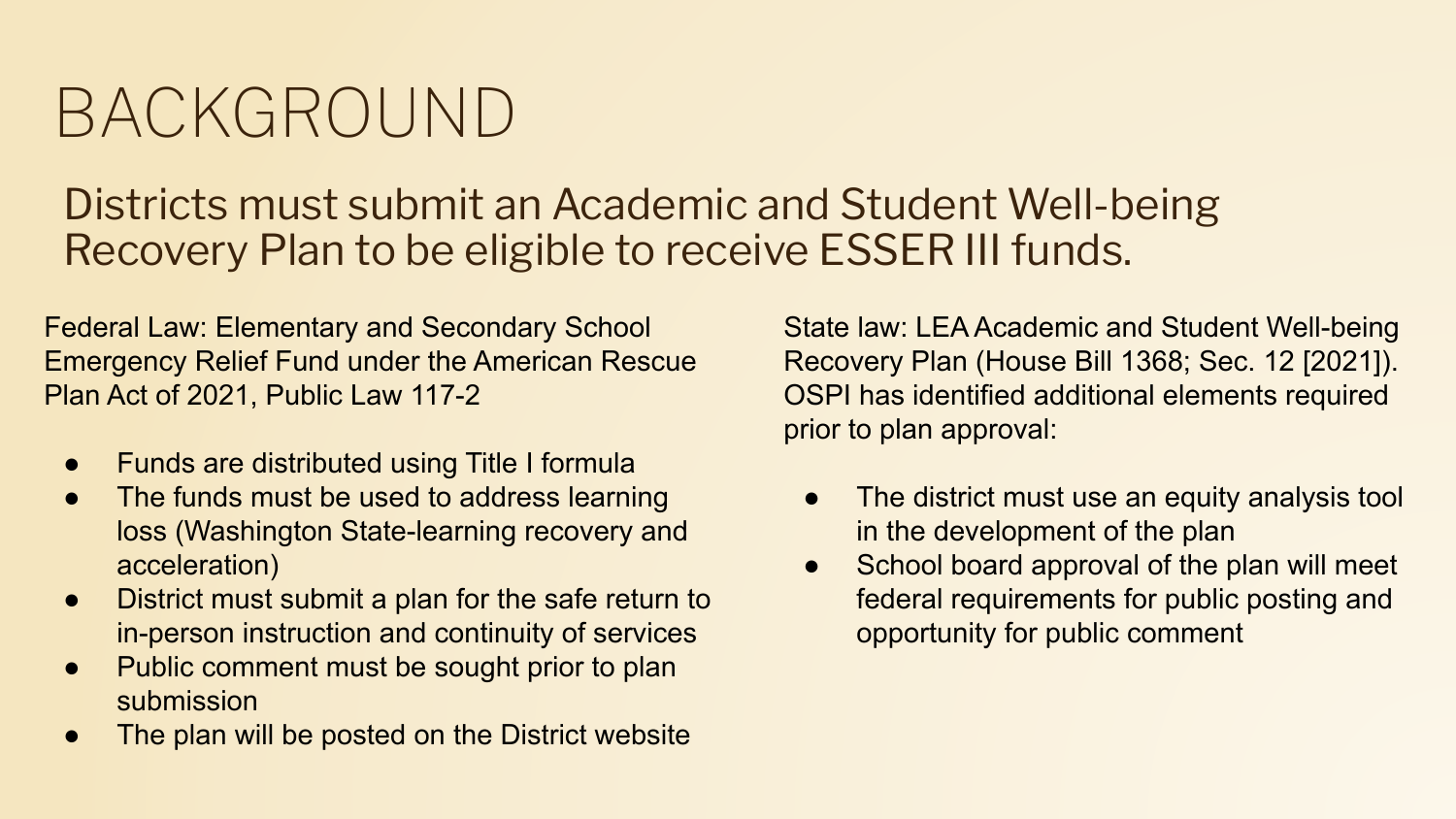# BACKGROUND

## Districts must submit an Academic and Student Well-being Recovery Plan to be eligible to receive ESSER III funds.

Federal Law: Elementary and Secondary School Emergency Relief Fund under the American Rescue Plan Act of 2021, Public Law 117-2

- Funds are distributed using Title I formula
- The funds must be used to address learning loss (Washington State-learning recovery and acceleration)
- District must submit a plan for the safe return to in-person instruction and continuity of services
- Public comment must be sought prior to plan submission
- The plan will be posted on the District website

State law: LEA Academic and Student Well-being Recovery Plan (House Bill 1368; Sec. 12 [2021]). OSPI has identified additional elements required prior to plan approval:

- The district must use an equity analysis tool in the development of the plan
- School board approval of the plan will meet federal requirements for public posting and opportunity for public comment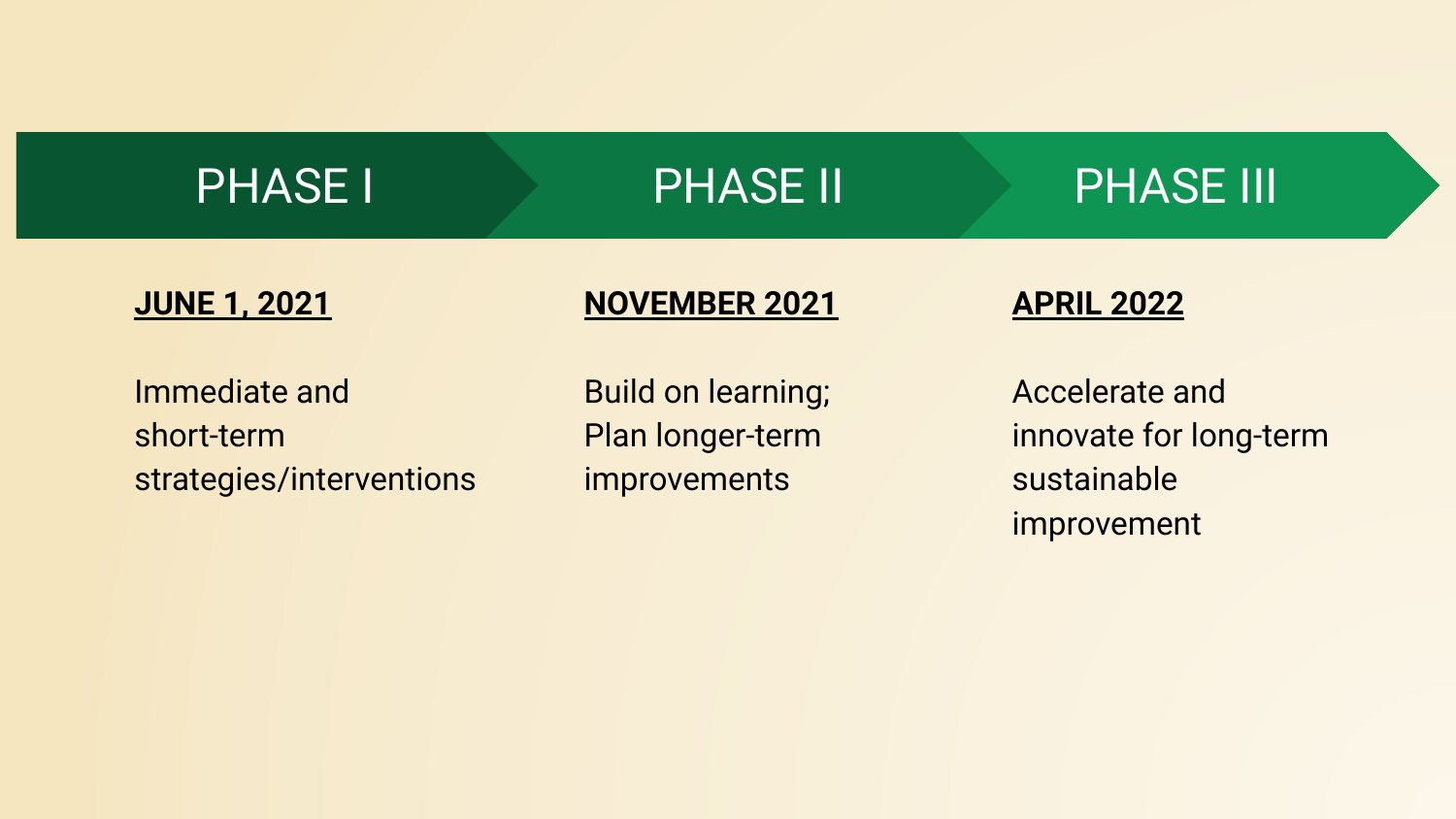| PHASE I | PHASE II | PHASE III |
| --- | --- | --- |
| **JUNE 1, 2021** | **NOVEMBER 2021** | **APRIL 2022** |
| Immediate and short-term strategies/interventions | Build on learning; Plan longer-term improvements | Accelerate and innovate for long-term sustainable improvement |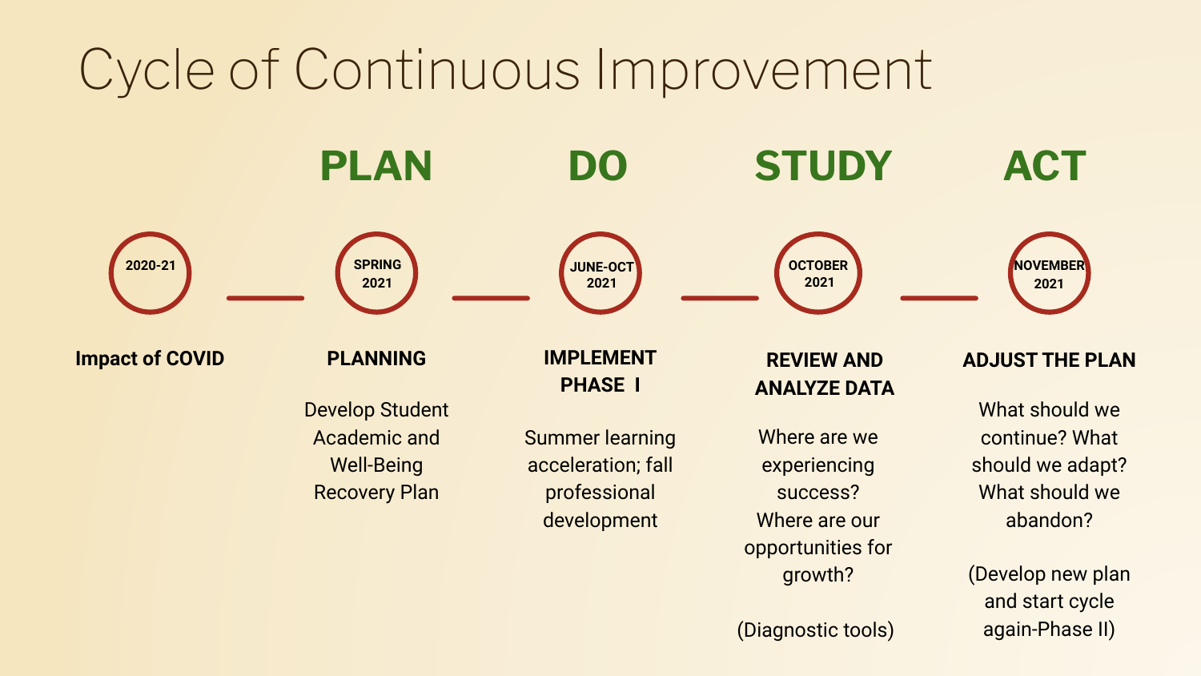# Cycle of Continuous Improvement

| | PLAN | DO | STUDY | ACT |
|---|---|---|---|---|
| 2020-21 | SPRING 2021 | JUNE-OCT 2021 | OCTOBER 2021 | NOVEMBER 2021 |
| **Impact of COVID** | **PLANNING** | **IMPLEMENT PHASE I** | **REVIEW AND ANALYZE DATA** | **ADJUST THE PLAN** |
| | Develop Student Academic and Well-Being Recovery Plan | Summer learning acceleration; fall professional development | Where are we experiencing success? Where are our opportunities for growth? (Diagnostic tools) | What should we continue? What should we adapt? What should we abandon? (Develop new plan and start cycle again-Phase II) |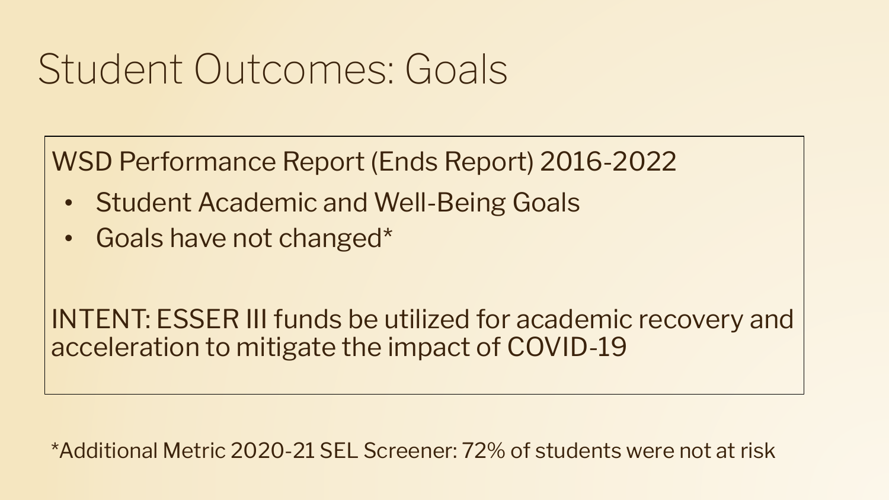# Student Outcomes: Goals

WSD Performance Report (Ends Report) 2016-2022

- Student Academic and Well-Being Goals
- Goals have not changed*

INTENT: ESSER III funds be utilized for academic recovery and acceleration to mitigate the impact of COVID-19

*Additional Metric 2020-21 SEL Screener: 72% of students were not at risk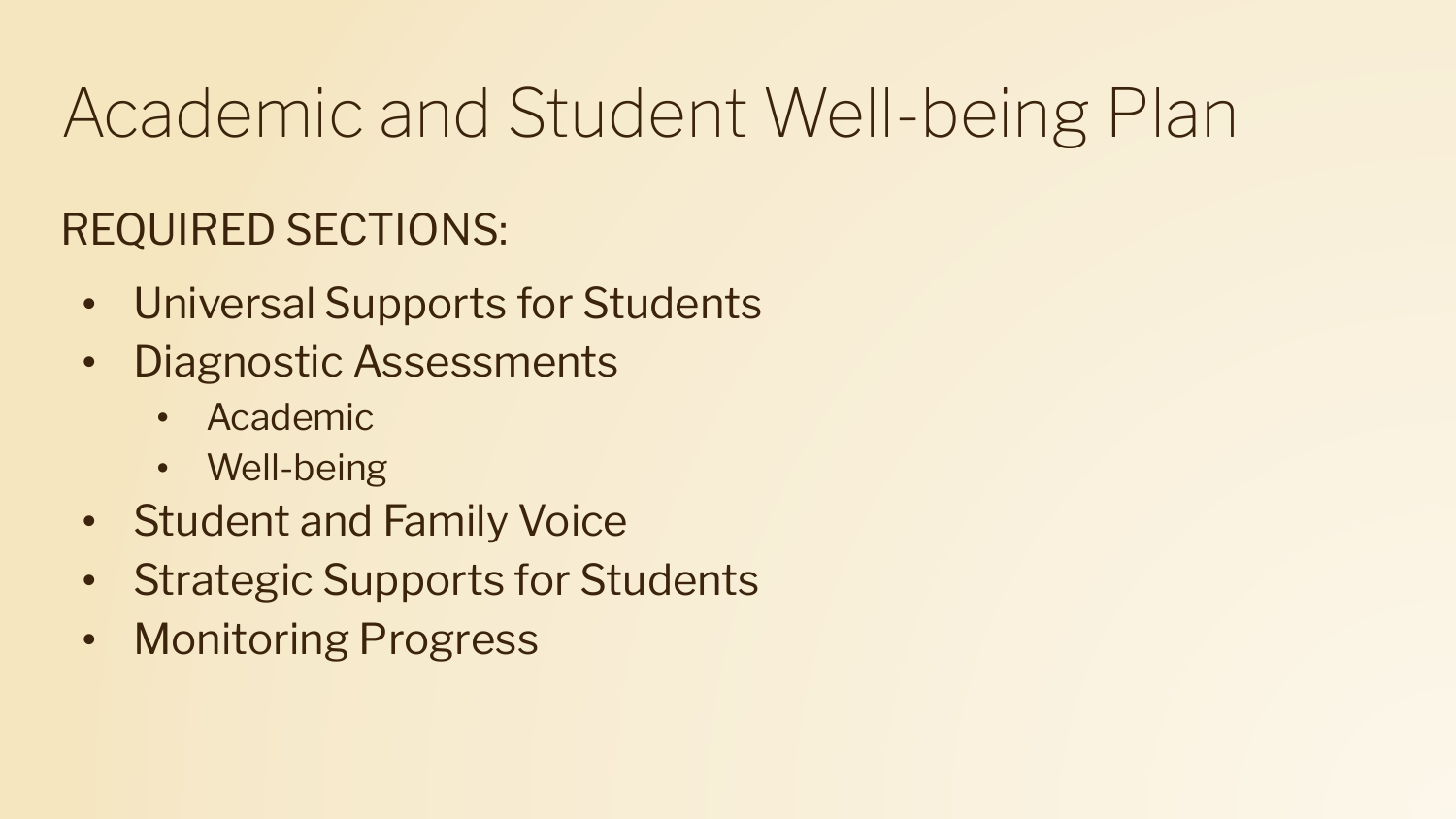# Academic and Student Well-being Plan

REQUIRED SECTIONS:

- Universal Supports for Students
- Diagnostic Assessments
  - Academic
  - Well-being
- Student and Family Voice
- Strategic Supports for Students
- Monitoring Progress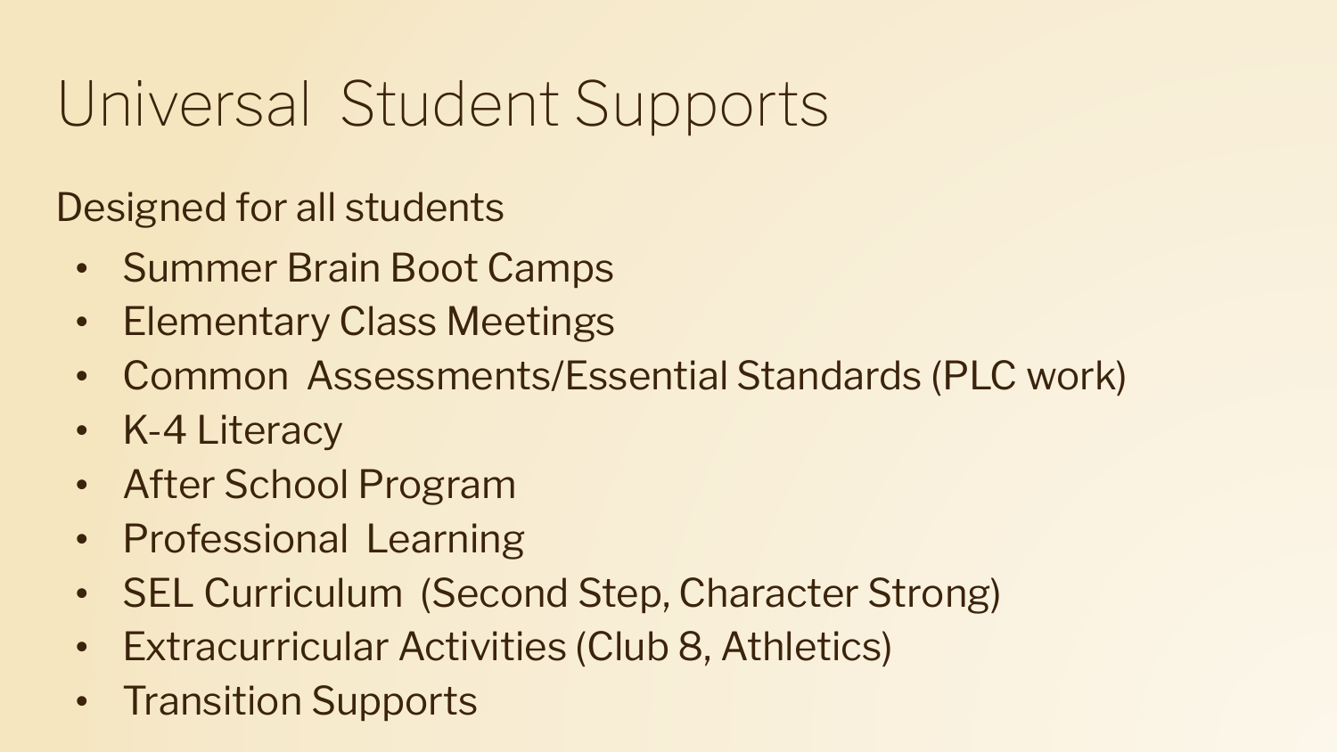# Universal Student Supports

Designed for all students

- Summer Brain Boot Camps
- Elementary Class Meetings
- Common Assessments/Essential Standards (PLC work)
- K-4 Literacy
- After School Program
- Professional Learning
- SEL Curriculum (Second Step, Character Strong)
- Extracurricular Activities (Club 8, Athletics)
- Transition Supports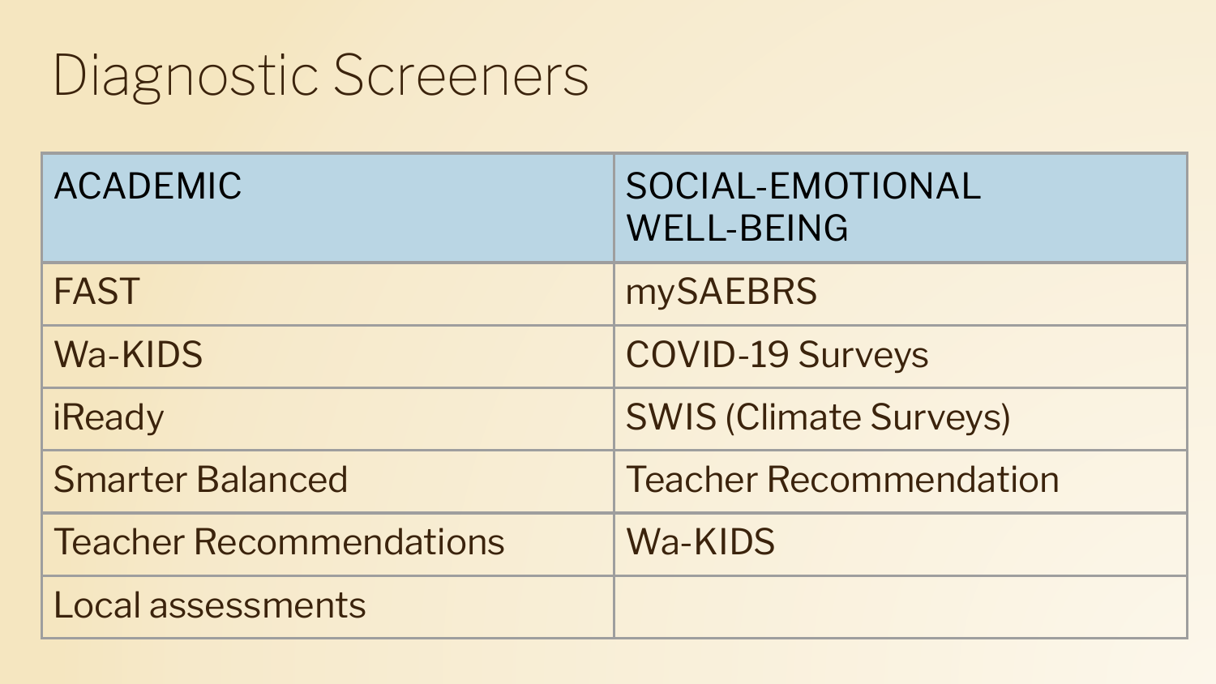# Diagnostic Screeners

| ACADEMIC | SOCIAL-EMOTIONAL WELL-BEING |
|---|---|
| FAST | mySAEBRS |
| Wa-KIDS | COVID-19 Surveys |
| iReady | SWIS (Climate Surveys) |
| Smarter Balanced | Teacher Recommendation |
| Teacher Recommendations | Wa-KIDS |
| Local assessments | |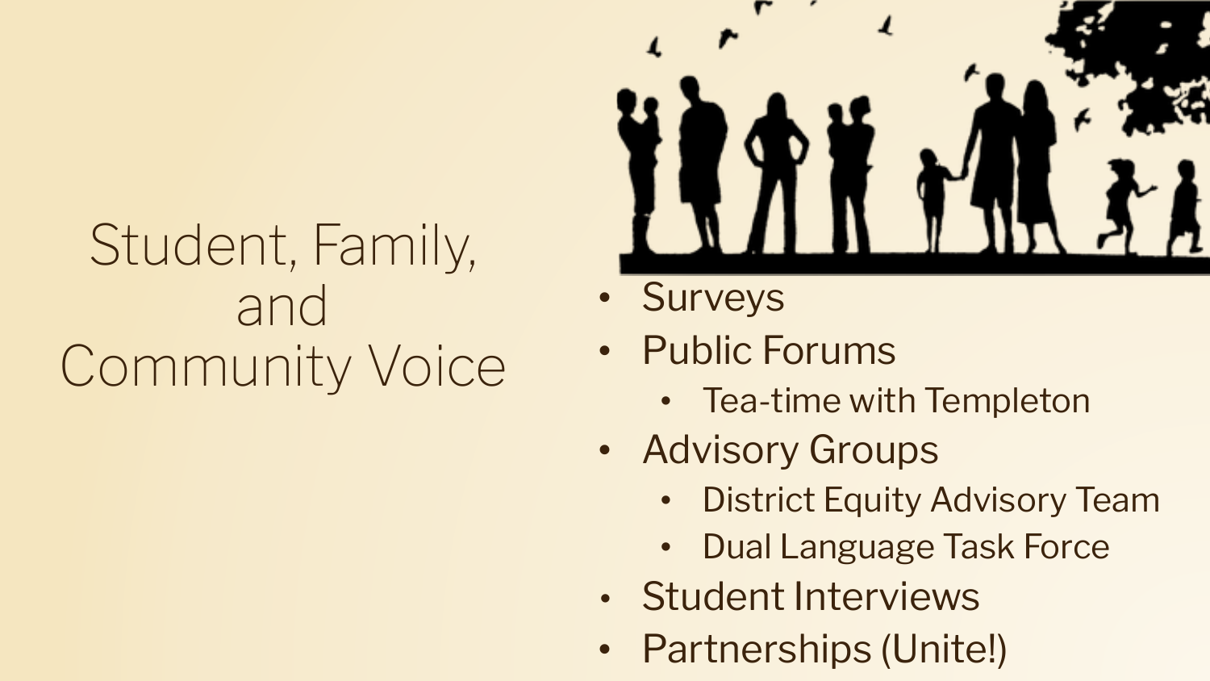# Student, Family, and Community Voice

- Surveys
- Public Forums
  - Tea-time with Templeton
- Advisory Groups
  - District Equity Advisory Team
  - Dual Language Task Force
- Student Interviews
- Partnerships (Unite!)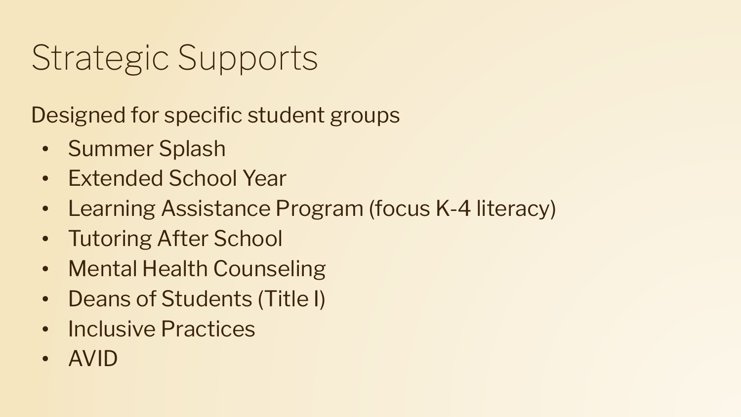# Strategic Supports

Designed for specific student groups

- Summer Splash
- Extended School Year
- Learning Assistance Program (focus K-4 literacy)
- Tutoring After School
- Mental Health Counseling
- Deans of Students (Title I)
- Inclusive Practices
- AVID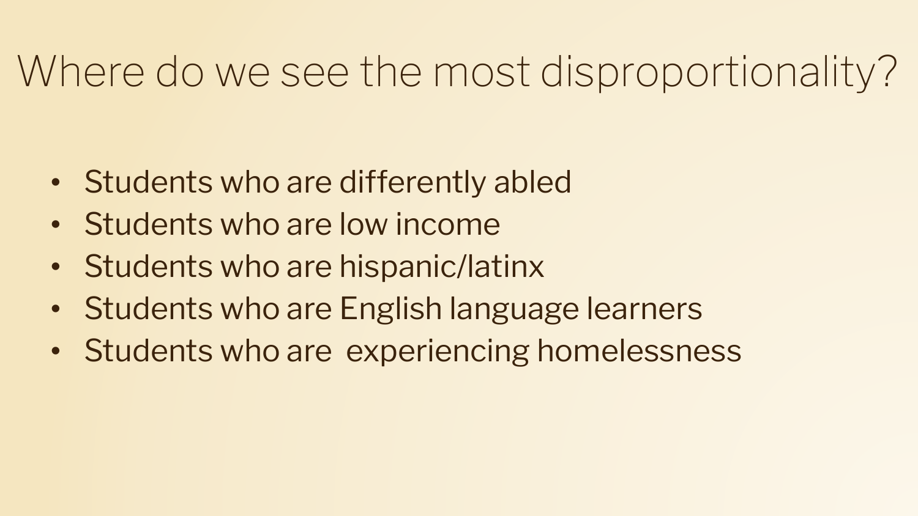# Where do we see the most disproportionality?

- Students who are differently abled
- Students who are low income
- Students who are hispanic/latinx
- Students who are English language learners
- Students who are  experiencing homelessness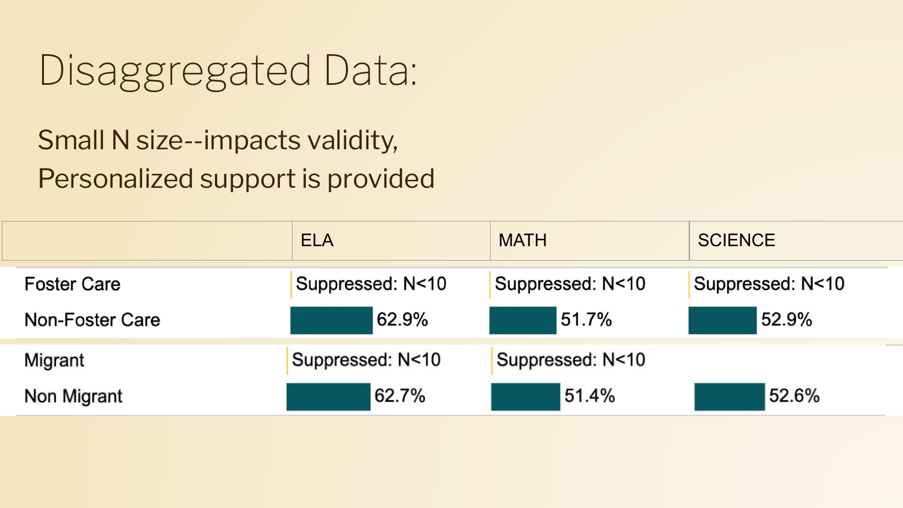# Disaggregated Data:

Small N size--impacts validity,
Personalized support is provided

| | ELA | MATH | SCIENCE |
|---|---|---|---|
| Foster Care | Suppressed: N<10 | Suppressed: N<10 | Suppressed: N<10 |
| Non-Foster Care | 62.9% | 51.7% | 52.9% |
| Migrant | Suppressed: N<10 | Suppressed: N<10 | |
| Non Migrant | 62.7% | 51.4% | 52.6% |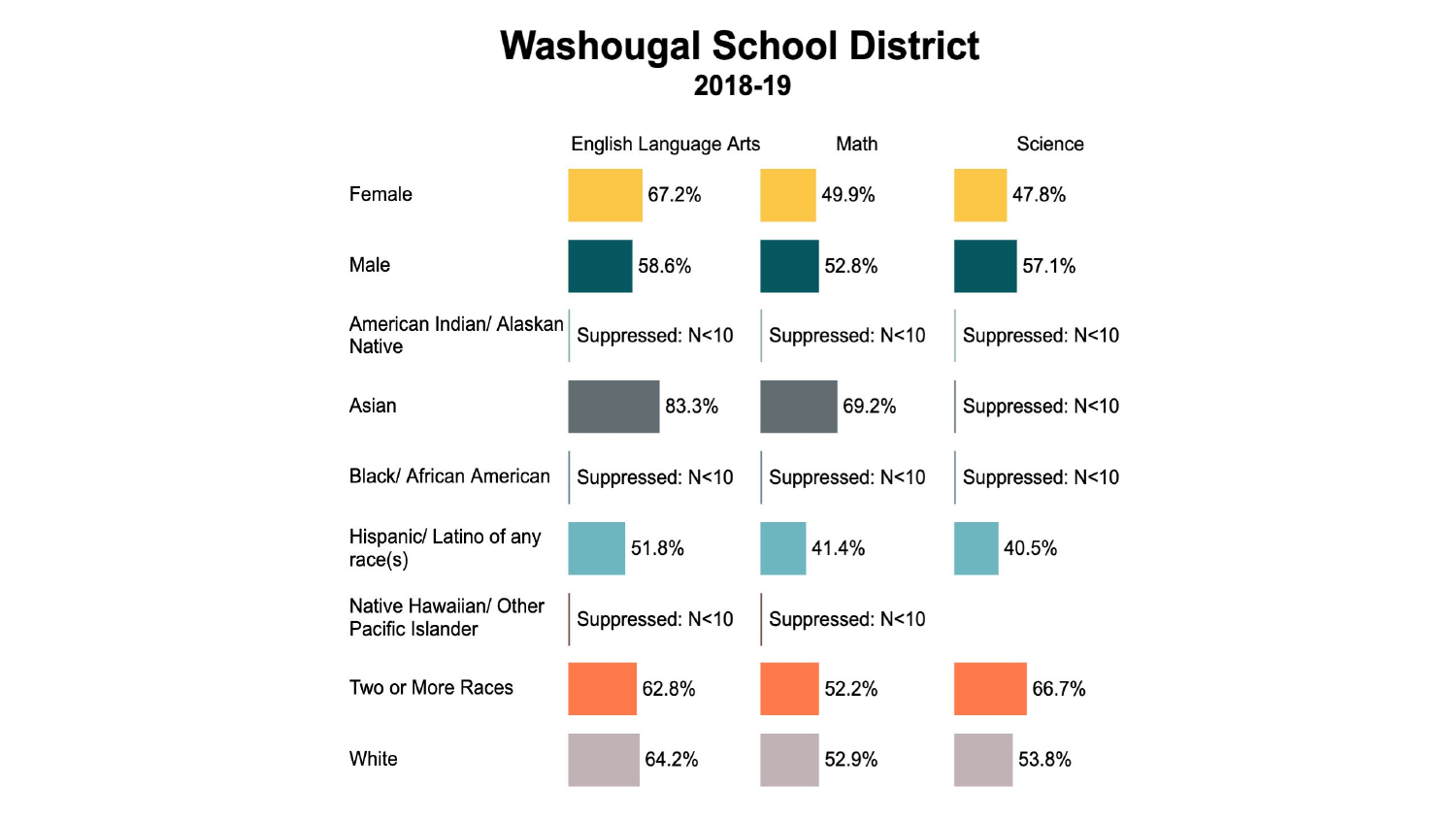# Washougal School District

## 2018-19

| | English Language Arts | Math | Science |
|---|---|---|---|
| Female | 67.2% | 49.9% | 47.8% |
| Male | 58.6% | 52.8% | 57.1% |
| American Indian/ Alaskan Native | Suppressed: N<10 | Suppressed: N<10 | Suppressed: N<10 |
| Asian | 83.3% | 69.2% | Suppressed: N<10 |
| Black/ African American | Suppressed: N<10 | Suppressed: N<10 | Suppressed: N<10 |
| Hispanic/ Latino of any race(s) | 51.8% | 41.4% | 40.5% |
| Native Hawaiian/ Other Pacific Islander | Suppressed: N<10 | Suppressed: N<10 | |
| Two or More Races | 62.8% | 52.2% | 66.7% |
| White | 64.2% | 52.9% | 53.8% |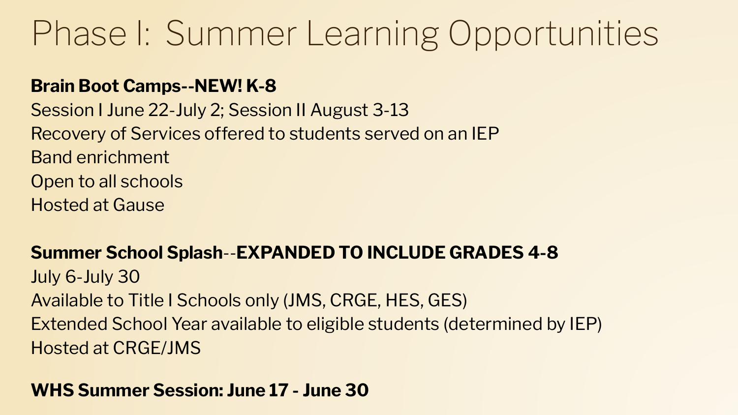# Phase I: Summer Learning Opportunities

**Brain Boot Camps--NEW! K-8**

Session I June 22-July 2; Session II August 3-13

Recovery of Services offered to students served on an IEP

Band enrichment

Open to all schools

Hosted at Gause

**Summer School Splash**--**EXPANDED TO INCLUDE GRADES 4-8**

July 6-July 30

Available to Title I Schools only (JMS, CRGE, HES, GES)

Extended School Year available to eligible students (determined by IEP)

Hosted at CRGE/JMS

**WHS Summer Session: June 17 - June 30**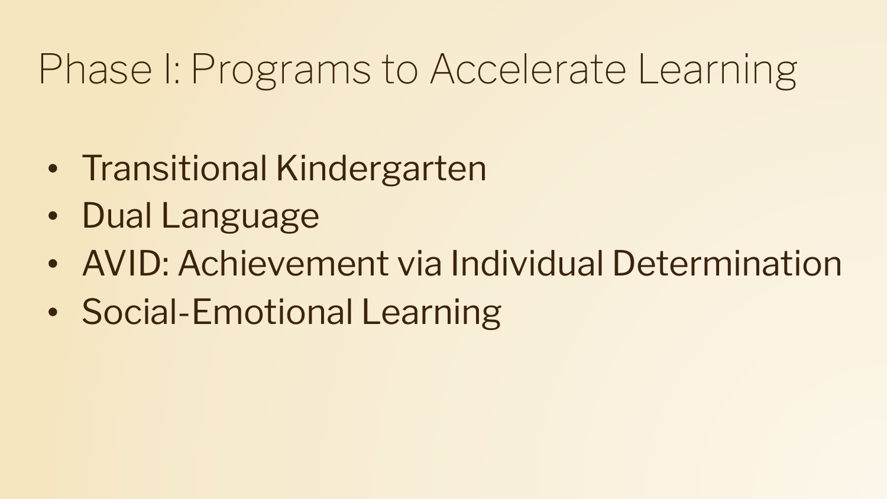# Phase I: Programs to Accelerate Learning

- Transitional Kindergarten
- Dual Language
- AVID: Achievement via Individual Determination
- Social-Emotional Learning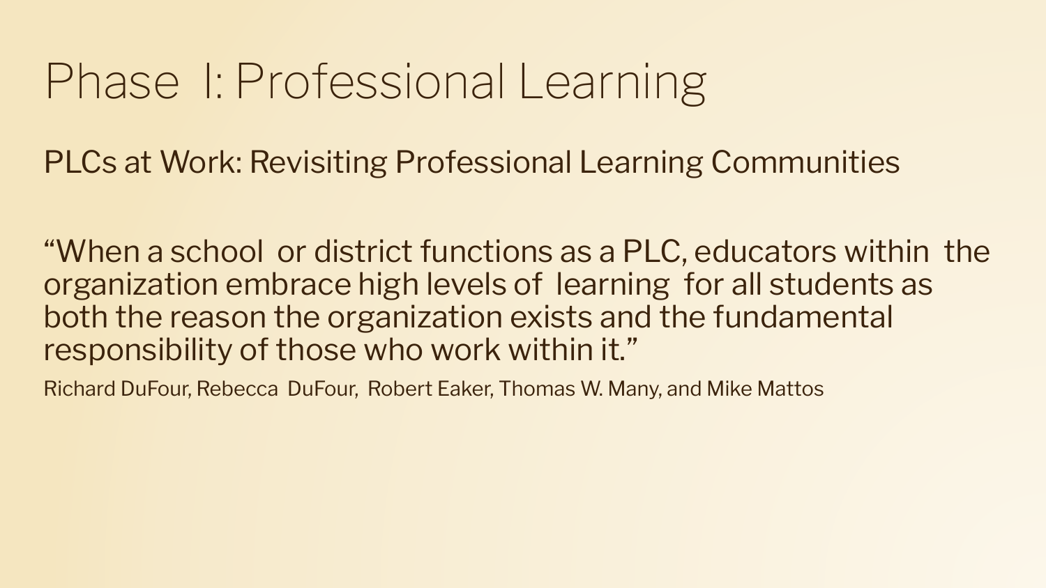# Phase I: Professional Learning

PLCs at Work: Revisiting Professional Learning Communities

"When a school or district functions as a PLC, educators within the organization embrace high levels of learning for all students as both the reason the organization exists and the fundamental responsibility of those who work within it."

Richard DuFour, Rebecca DuFour, Robert Eaker, Thomas W. Many, and Mike Mattos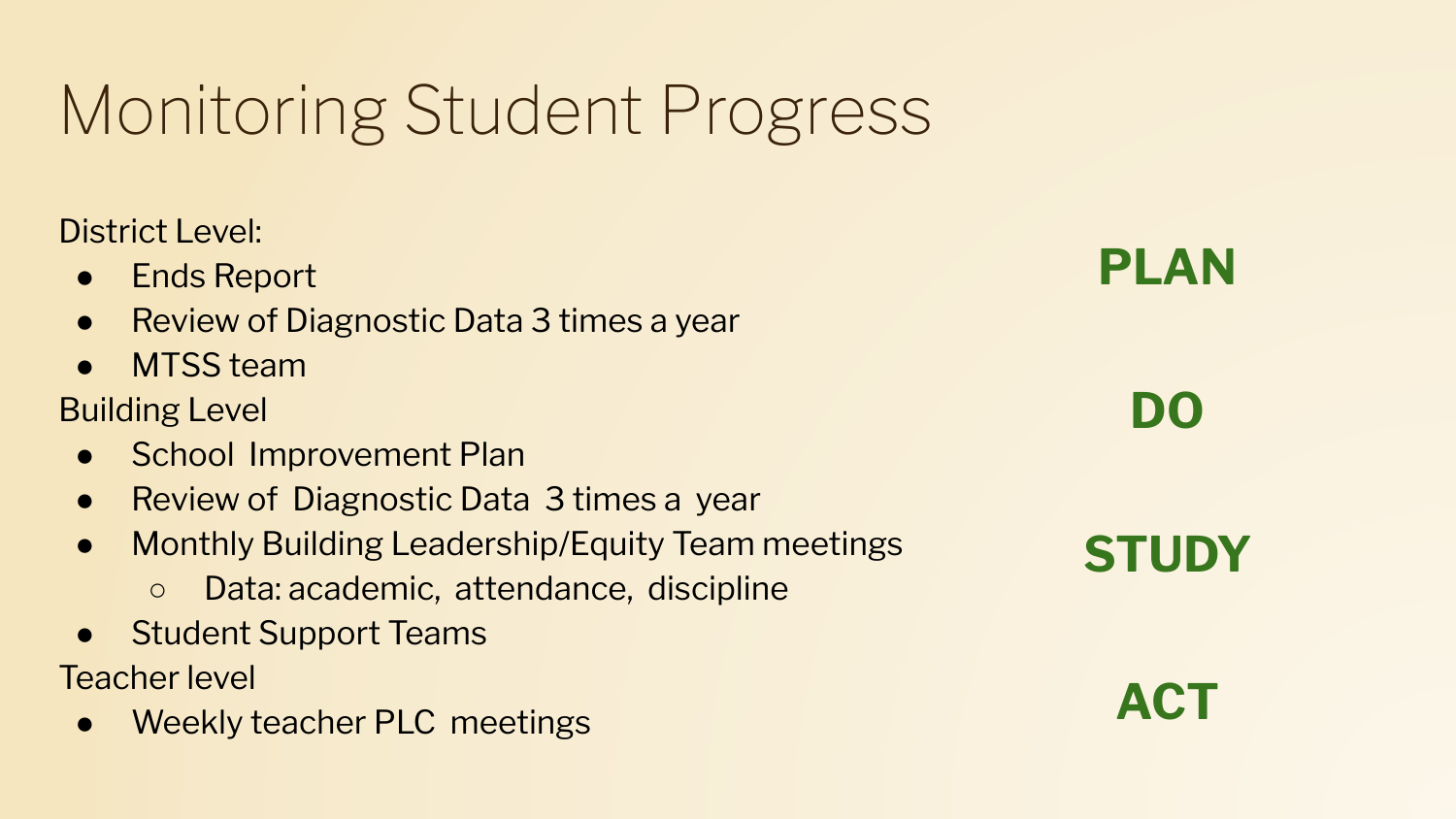# Monitoring Student Progress

District Level:

- Ends Report
- Review of Diagnostic Data 3 times a year
- MTSS team

Building Level

- School Improvement Plan
- Review of Diagnostic Data 3 times a year
- Monthly Building Leadership/Equity Team meetings
    - Data: academic, attendance, discipline
- Student Support Teams

Teacher level

- Weekly teacher PLC meetings

**PLAN**

**DO**

**STUDY**

**ACT**